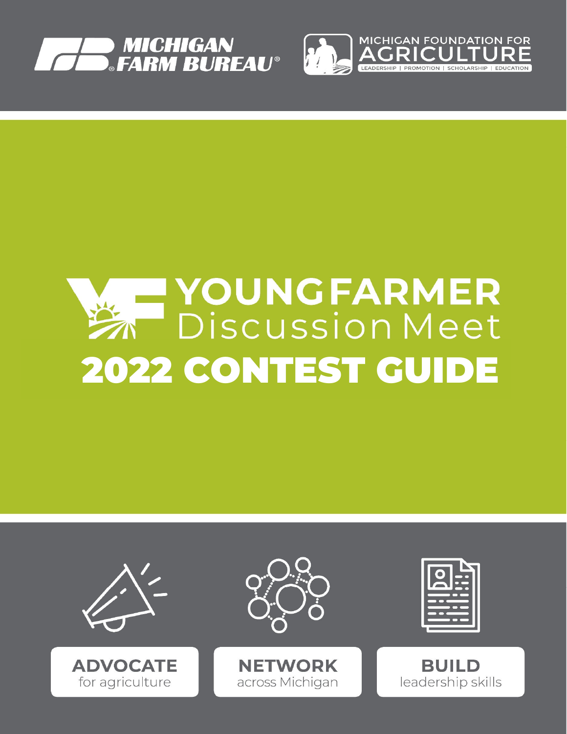MICHIGAN FARM BUREAU®

MICHIGAN FOUNDATION FOR AGRICULTURE

LEADERSHIP | PROMOTION | SCHOLARSHIP | EDUCATION

# YOUNG FARMER Discussion Meet

# 2022 CONTEST GUIDE

**ADVOCATE** for agriculture

**NETWORK** across Michigan

**BUILD** leadership skills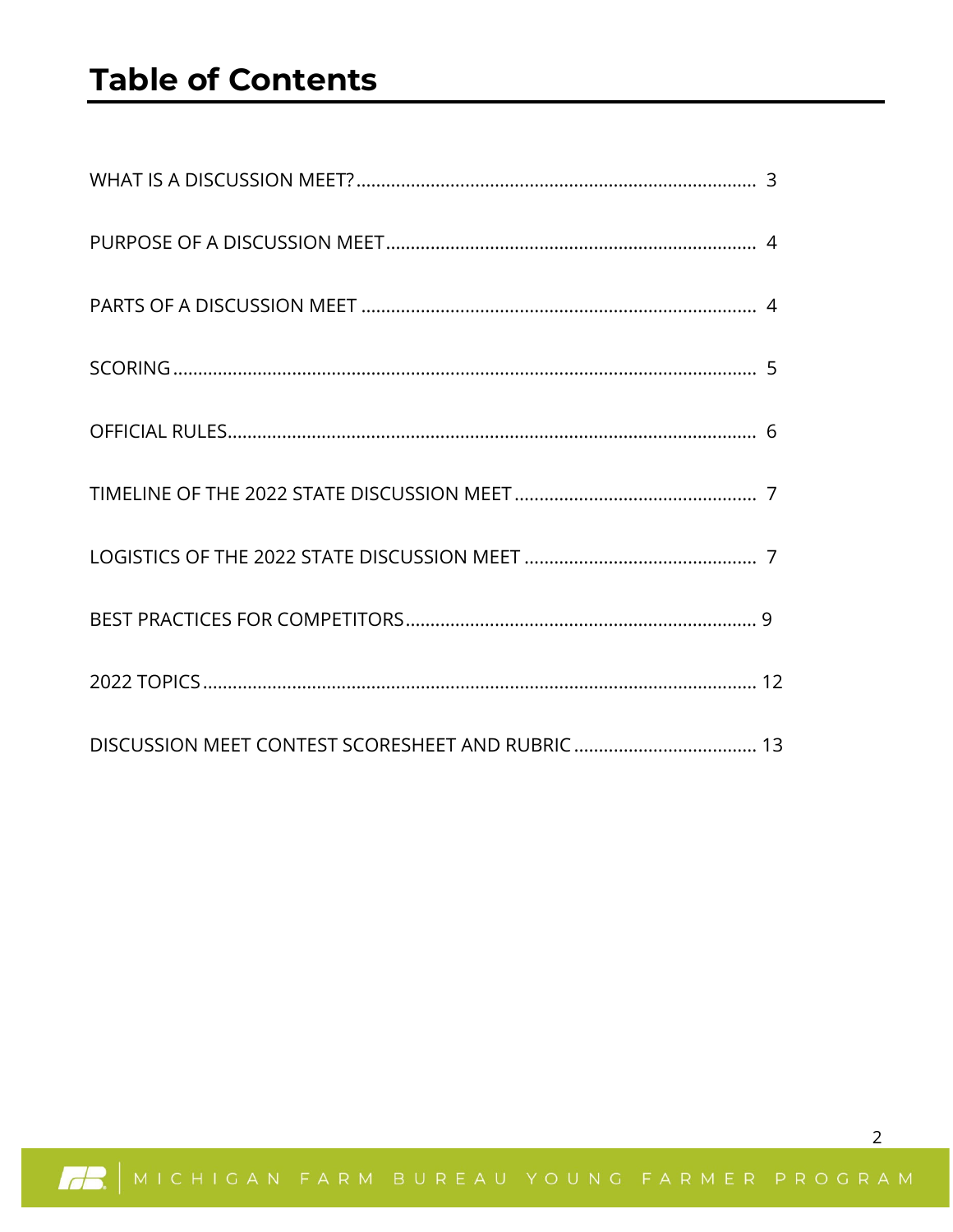# Table of Contents

WHAT IS A DISCUSSION MEET? ........................................................................ 3

PURPOSE OF A DISCUSSION MEET ................................................................ 4

PARTS OF A DISCUSSION MEET .................................................................... 4

SCORING ........................................................................................................ 5

OFFICIAL RULES ............................................................................................ 6

TIMELINE OF THE 2022 STATE DISCUSSION MEET ...................................... 7

LOGISTICS OF THE 2022 STATE DISCUSSION MEET ..................................... 7

BEST PRACTICES FOR COMPETITORS ........................................................... 9

2022 TOPICS .................................................................................................. 12

DISCUSSION MEET CONTEST SCORESHEET AND RUBRIC ............................ 13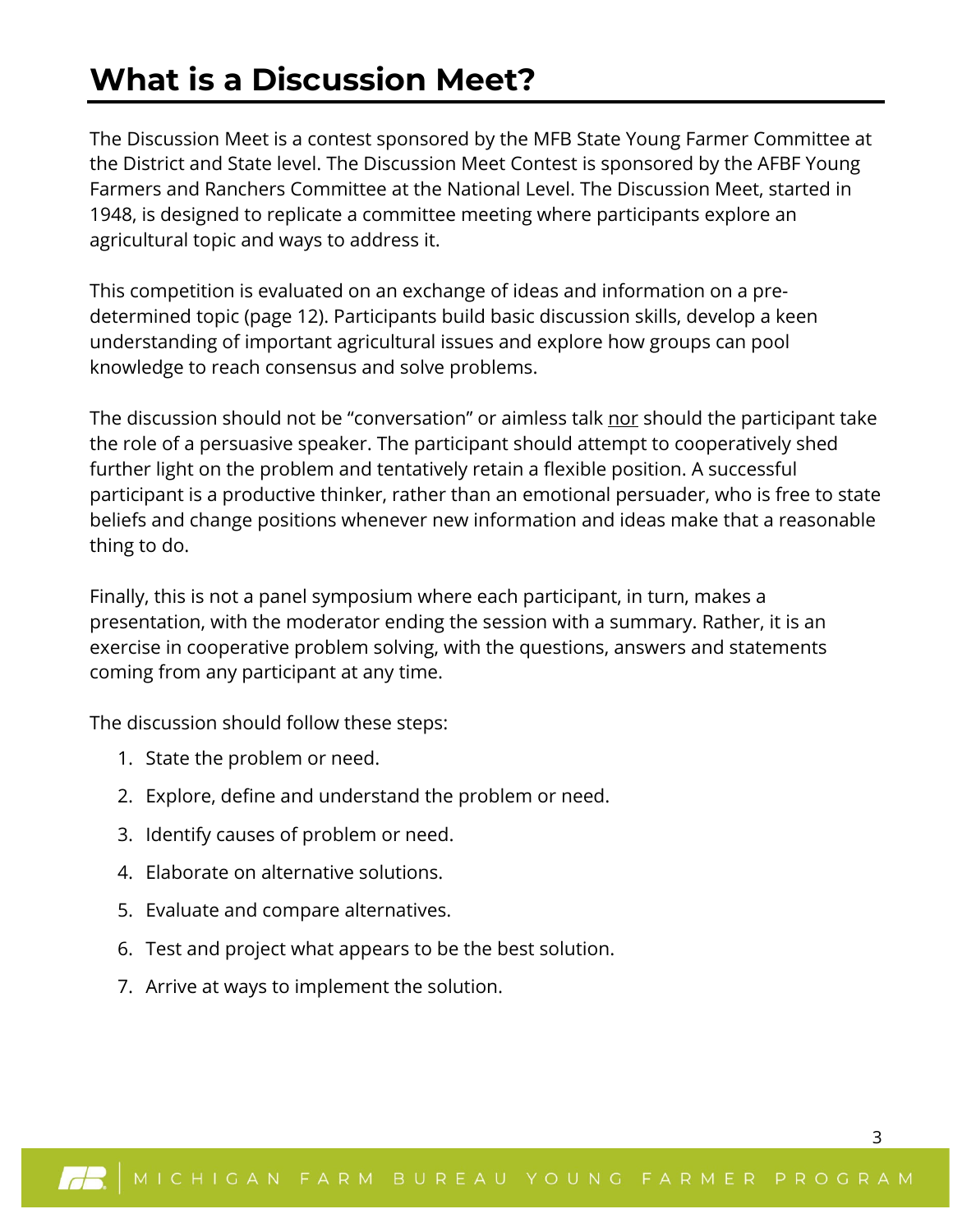# What is a Discussion Meet?

The Discussion Meet is a contest sponsored by the MFB State Young Farmer Committee at the District and State level. The Discussion Meet Contest is sponsored by the AFBF Young Farmers and Ranchers Committee at the National Level. The Discussion Meet, started in 1948, is designed to replicate a committee meeting where participants explore an agricultural topic and ways to address it.

This competition is evaluated on an exchange of ideas and information on a pre-determined topic (page 12). Participants build basic discussion skills, develop a keen understanding of important agricultural issues and explore how groups can pool knowledge to reach consensus and solve problems.

The discussion should not be "conversation" or aimless talk <u>nor</u> should the participant take the role of a persuasive speaker. The participant should attempt to cooperatively shed further light on the problem and tentatively retain a flexible position. A successful participant is a productive thinker, rather than an emotional persuader, who is free to state beliefs and change positions whenever new information and ideas make that a reasonable thing to do.

Finally, this is not a panel symposium where each participant, in turn, makes a presentation, with the moderator ending the session with a summary. Rather, it is an exercise in cooperative problem solving, with the questions, answers and statements coming from any participant at any time.

The discussion should follow these steps:

1. State the problem or need.
2. Explore, define and understand the problem or need.
3. Identify causes of problem or need.
4. Elaborate on alternative solutions.
5. Evaluate and compare alternatives.
6. Test and project what appears to be the best solution.
7. Arrive at ways to implement the solution.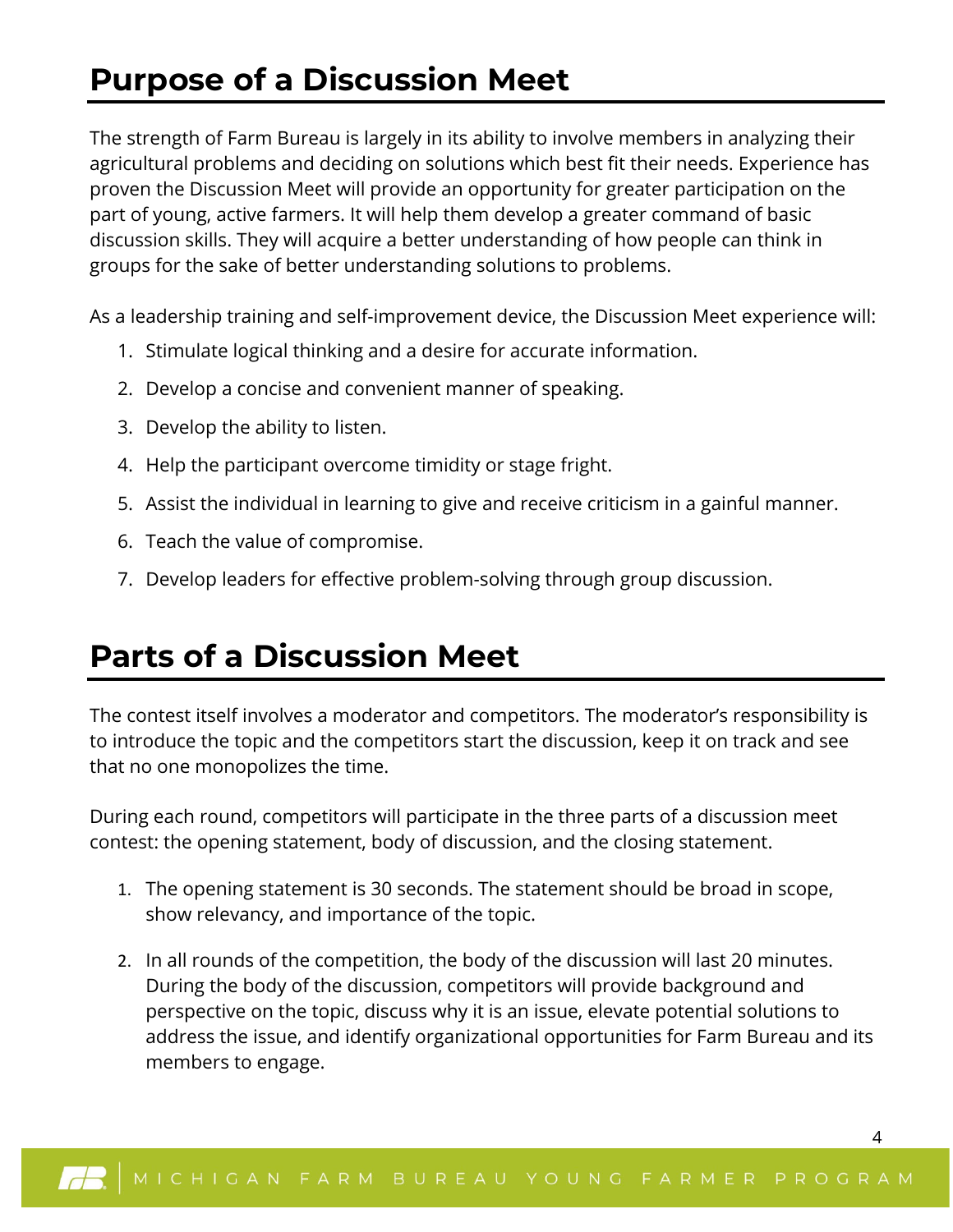# Purpose of a Discussion Meet

The strength of Farm Bureau is largely in its ability to involve members in analyzing their agricultural problems and deciding on solutions which best fit their needs. Experience has proven the Discussion Meet will provide an opportunity for greater participation on the part of young, active farmers. It will help them develop a greater command of basic discussion skills. They will acquire a better understanding of how people can think in groups for the sake of better understanding solutions to problems.

As a leadership training and self-improvement device, the Discussion Meet experience will:

1. Stimulate logical thinking and a desire for accurate information.
2. Develop a concise and convenient manner of speaking.
3. Develop the ability to listen.
4. Help the participant overcome timidity or stage fright.
5. Assist the individual in learning to give and receive criticism in a gainful manner.
6. Teach the value of compromise.
7. Develop leaders for effective problem-solving through group discussion.

# Parts of a Discussion Meet

The contest itself involves a moderator and competitors. The moderator's responsibility is to introduce the topic and the competitors start the discussion, keep it on track and see that no one monopolizes the time.

During each round, competitors will participate in the three parts of a discussion meet contest: the opening statement, body of discussion, and the closing statement.

1. The opening statement is 30 seconds. The statement should be broad in scope, show relevancy, and importance of the topic.

2. In all rounds of the competition, the body of the discussion will last 20 minutes. During the body of the discussion, competitors will provide background and perspective on the topic, discuss why it is an issue, elevate potential solutions to address the issue, and identify organizational opportunities for Farm Bureau and its members to engage.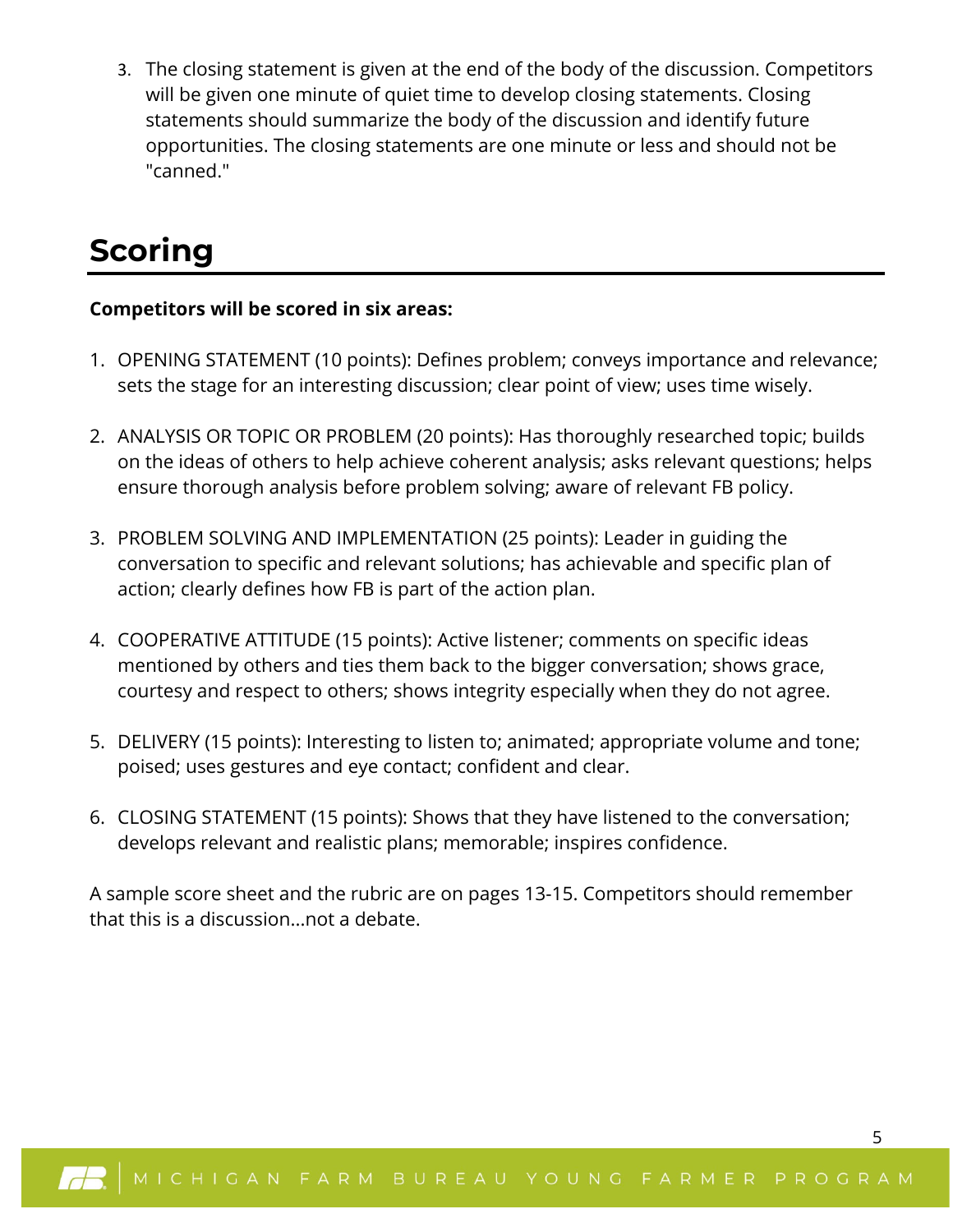3. The closing statement is given at the end of the body of the discussion. Competitors will be given one minute of quiet time to develop closing statements. Closing statements should summarize the body of the discussion and identify future opportunities. The closing statements are one minute or less and should not be "canned."

## Scoring

**Competitors will be scored in six areas:**

1. OPENING STATEMENT (10 points): Defines problem; conveys importance and relevance; sets the stage for an interesting discussion; clear point of view; uses time wisely.

2. ANALYSIS OR TOPIC OR PROBLEM (20 points): Has thoroughly researched topic; builds on the ideas of others to help achieve coherent analysis; asks relevant questions; helps ensure thorough analysis before problem solving; aware of relevant FB policy.

3. PROBLEM SOLVING AND IMPLEMENTATION (25 points): Leader in guiding the conversation to specific and relevant solutions; has achievable and specific plan of action; clearly defines how FB is part of the action plan.

4. COOPERATIVE ATTITUDE (15 points): Active listener; comments on specific ideas mentioned by others and ties them back to the bigger conversation; shows grace, courtesy and respect to others; shows integrity especially when they do not agree.

5. DELIVERY (15 points): Interesting to listen to; animated; appropriate volume and tone; poised; uses gestures and eye contact; confident and clear.

6. CLOSING STATEMENT (15 points): Shows that they have listened to the conversation; develops relevant and realistic plans; memorable; inspires confidence.

A sample score sheet and the rubric are on pages 13-15. Competitors should remember that this is a discussion...not a debate.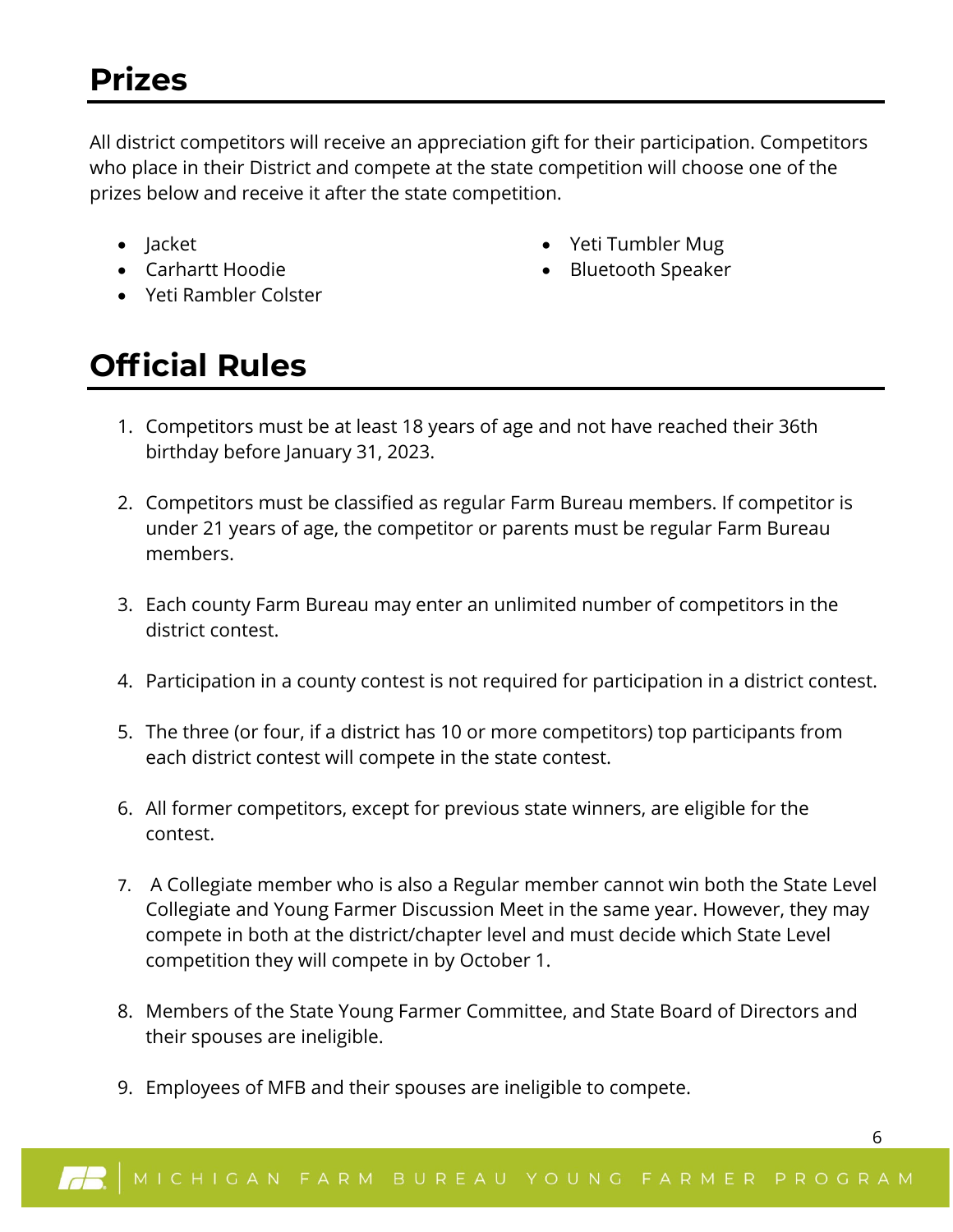## Prizes

All district competitors will receive an appreciation gift for their participation. Competitors who place in their District and compete at the state competition will choose one of the prizes below and receive it after the state competition.

- Jacket
- Carhartt Hoodie
- Yeti Rambler Colster
- Yeti Tumbler Mug
- Bluetooth Speaker

## Official Rules

1. Competitors must be at least 18 years of age and not have reached their 36th birthday before January 31, 2023.

2. Competitors must be classified as regular Farm Bureau members. If competitor is under 21 years of age, the competitor or parents must be regular Farm Bureau members.

3. Each county Farm Bureau may enter an unlimited number of competitors in the district contest.

4. Participation in a county contest is not required for participation in a district contest.

5. The three (or four, if a district has 10 or more competitors) top participants from each district contest will compete in the state contest.

6. All former competitors, except for previous state winners, are eligible for the contest.

7. A Collegiate member who is also a Regular member cannot win both the State Level Collegiate and Young Farmer Discussion Meet in the same year. However, they may compete in both at the district/chapter level and must decide which State Level competition they will compete in by October 1.

8. Members of the State Young Farmer Committee, and State Board of Directors and their spouses are ineligible.

9. Employees of MFB and their spouses are ineligible to compete.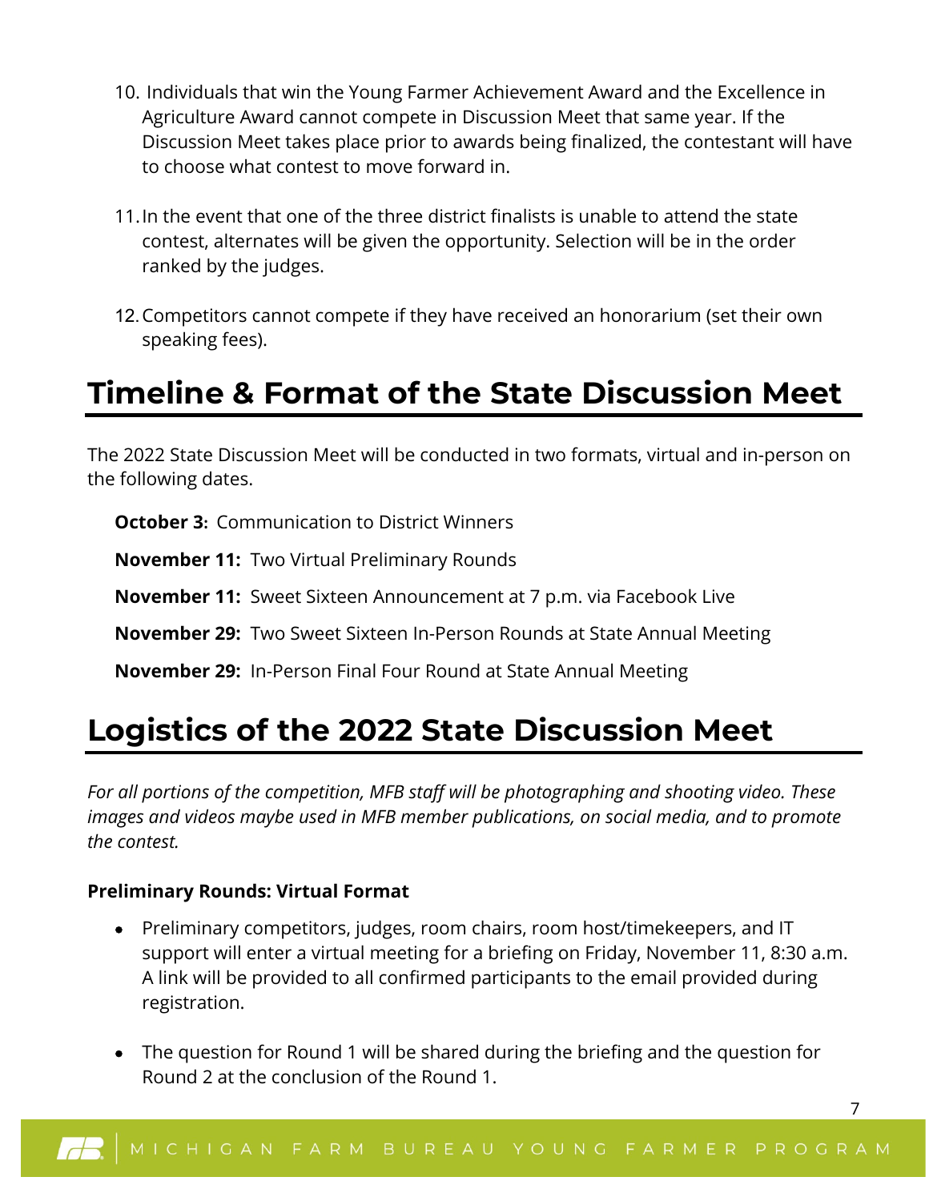10. Individuals that win the Young Farmer Achievement Award and the Excellence in Agriculture Award cannot compete in Discussion Meet that same year. If the Discussion Meet takes place prior to awards being finalized, the contestant will have to choose what contest to move forward in.

11. In the event that one of the three district finalists is unable to attend the state contest, alternates will be given the opportunity. Selection will be in the order ranked by the judges.

12. Competitors cannot compete if they have received an honorarium (set their own speaking fees).

## Timeline & Format of the State Discussion Meet

The 2022 State Discussion Meet will be conducted in two formats, virtual and in-person on the following dates.

**October 3:** Communication to District Winners

**November 11:** Two Virtual Preliminary Rounds

**November 11:** Sweet Sixteen Announcement at 7 p.m. via Facebook Live

**November 29:** Two Sweet Sixteen In-Person Rounds at State Annual Meeting

**November 29:** In-Person Final Four Round at State Annual Meeting

## Logistics of the 2022 State Discussion Meet

*For all portions of the competition, MFB staff will be photographing and shooting video. These images and videos maybe used in MFB member publications, on social media, and to promote the contest.*

**Preliminary Rounds: Virtual Format**

- Preliminary competitors, judges, room chairs, room host/timekeepers, and IT support will enter a virtual meeting for a briefing on Friday, November 11, 8:30 a.m. A link will be provided to all confirmed participants to the email provided during registration.

- The question for Round 1 will be shared during the briefing and the question for Round 2 at the conclusion of the Round 1.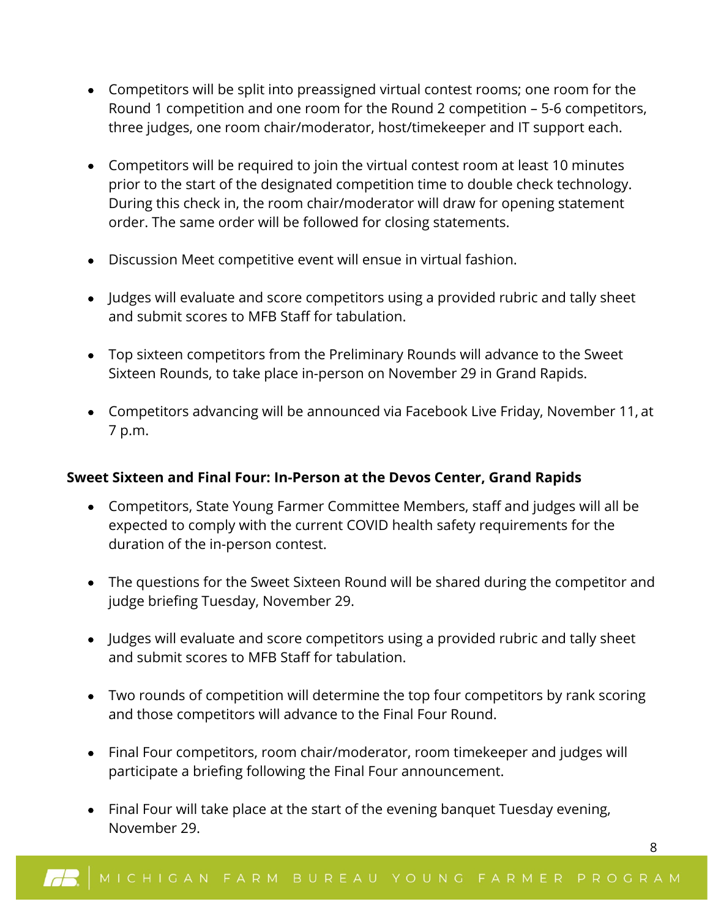- Competitors will be split into preassigned virtual contest rooms; one room for the Round 1 competition and one room for the Round 2 competition – 5-6 competitors, three judges, one room chair/moderator, host/timekeeper and IT support each.

- Competitors will be required to join the virtual contest room at least 10 minutes prior to the start of the designated competition time to double check technology. During this check in, the room chair/moderator will draw for opening statement order. The same order will be followed for closing statements.

- Discussion Meet competitive event will ensue in virtual fashion.

- Judges will evaluate and score competitors using a provided rubric and tally sheet and submit scores to MFB Staff for tabulation.

- Top sixteen competitors from the Preliminary Rounds will advance to the Sweet Sixteen Rounds, to take place in-person on November 29 in Grand Rapids.

- Competitors advancing will be announced via Facebook Live Friday, November 11, at 7 p.m.

**Sweet Sixteen and Final Four: In-Person at the Devos Center, Grand Rapids**

- Competitors, State Young Farmer Committee Members, staff and judges will all be expected to comply with the current COVID health safety requirements for the duration of the in-person contest.

- The questions for the Sweet Sixteen Round will be shared during the competitor and judge briefing Tuesday, November 29.

- Judges will evaluate and score competitors using a provided rubric and tally sheet and submit scores to MFB Staff for tabulation.

- Two rounds of competition will determine the top four competitors by rank scoring and those competitors will advance to the Final Four Round.

- Final Four competitors, room chair/moderator, room timekeeper and judges will participate a briefing following the Final Four announcement.

- Final Four will take place at the start of the evening banquet Tuesday evening, November 29.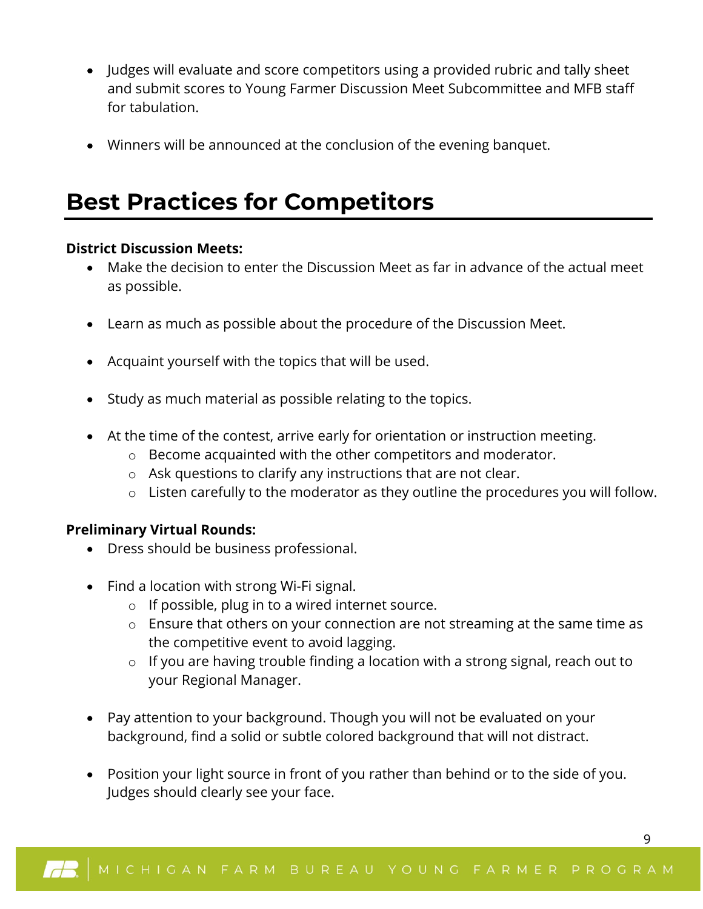- Judges will evaluate and score competitors using a provided rubric and tally sheet and submit scores to Young Farmer Discussion Meet Subcommittee and MFB staff for tabulation.

- Winners will be announced at the conclusion of the evening banquet.

# Best Practices for Competitors

**District Discussion Meets:**

- Make the decision to enter the Discussion Meet as far in advance of the actual meet as possible.

- Learn as much as possible about the procedure of the Discussion Meet.

- Acquaint yourself with the topics that will be used.

- Study as much material as possible relating to the topics.

- At the time of the contest, arrive early for orientation or instruction meeting.
  - Become acquainted with the other competitors and moderator.
  - Ask questions to clarify any instructions that are not clear.
  - Listen carefully to the moderator as they outline the procedures you will follow.

**Preliminary Virtual Rounds:**

- Dress should be business professional.

- Find a location with strong Wi-Fi signal.
  - If possible, plug in to a wired internet source.
  - Ensure that others on your connection are not streaming at the same time as the competitive event to avoid lagging.
  - If you are having trouble finding a location with a strong signal, reach out to your Regional Manager.

- Pay attention to your background. Though you will not be evaluated on your background, find a solid or subtle colored background that will not distract.

- Position your light source in front of you rather than behind or to the side of you. Judges should clearly see your face.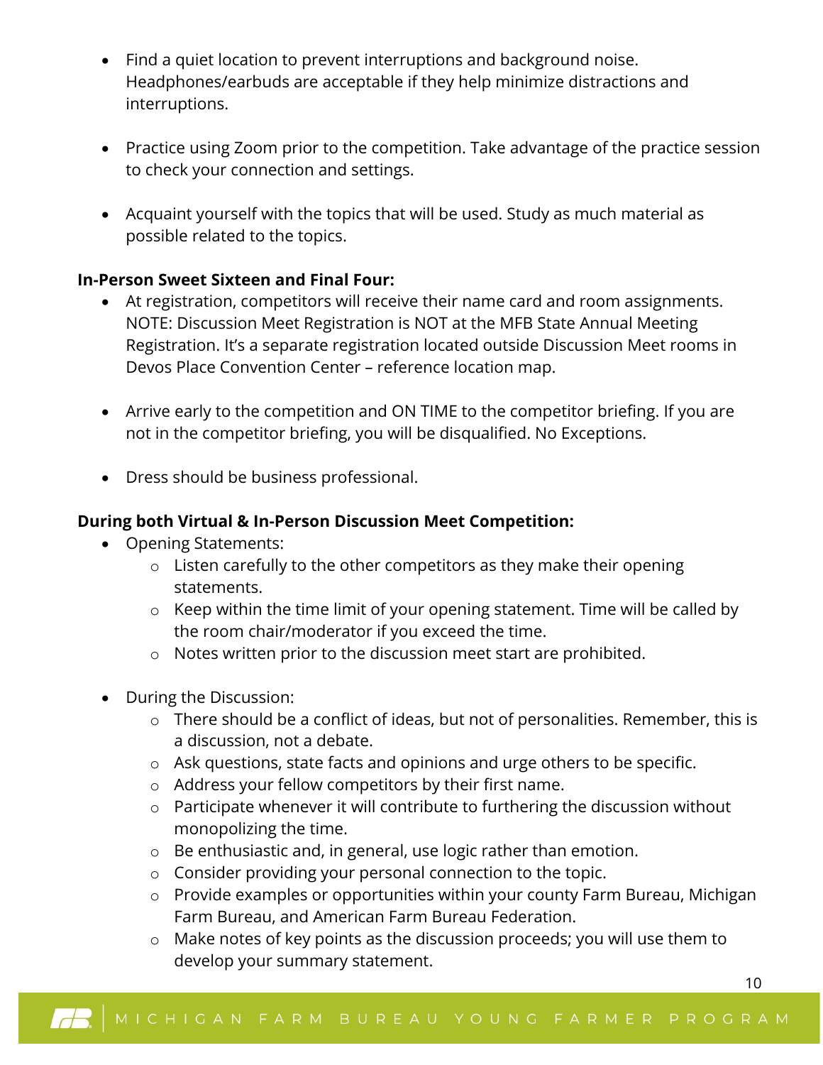- Find a quiet location to prevent interruptions and background noise. Headphones/earbuds are acceptable if they help minimize distractions and interruptions.

- Practice using Zoom prior to the competition. Take advantage of the practice session to check your connection and settings.

- Acquaint yourself with the topics that will be used. Study as much material as possible related to the topics.

**In-Person Sweet Sixteen and Final Four:**

- At registration, competitors will receive their name card and room assignments. NOTE: Discussion Meet Registration is NOT at the MFB State Annual Meeting Registration. It's a separate registration located outside Discussion Meet rooms in Devos Place Convention Center – reference location map.

- Arrive early to the competition and ON TIME to the competitor briefing. If you are not in the competitor briefing, you will be disqualified. No Exceptions.

- Dress should be business professional.

**During both Virtual & In-Person Discussion Meet Competition:**

- Opening Statements:
  - Listen carefully to the other competitors as they make their opening statements.
  - Keep within the time limit of your opening statement. Time will be called by the room chair/moderator if you exceed the time.
  - Notes written prior to the discussion meet start are prohibited.

- During the Discussion:
  - There should be a conflict of ideas, but not of personalities. Remember, this is a discussion, not a debate.
  - Ask questions, state facts and opinions and urge others to be specific.
  - Address your fellow competitors by their first name.
  - Participate whenever it will contribute to furthering the discussion without monopolizing the time.
  - Be enthusiastic and, in general, use logic rather than emotion.
  - Consider providing your personal connection to the topic.
  - Provide examples or opportunities within your county Farm Bureau, Michigan Farm Bureau, and American Farm Bureau Federation.
  - Make notes of key points as the discussion proceeds; you will use them to develop your summary statement.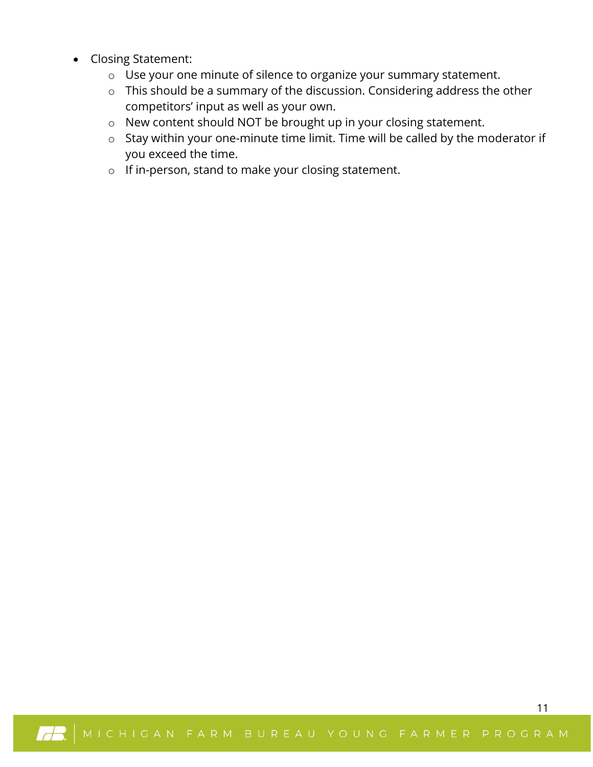- Closing Statement:
  - Use your one minute of silence to organize your summary statement.
  - This should be a summary of the discussion. Considering address the other competitors' input as well as your own.
  - New content should NOT be brought up in your closing statement.
  - Stay within your one-minute time limit. Time will be called by the moderator if you exceed the time.
  - If in-person, stand to make your closing statement.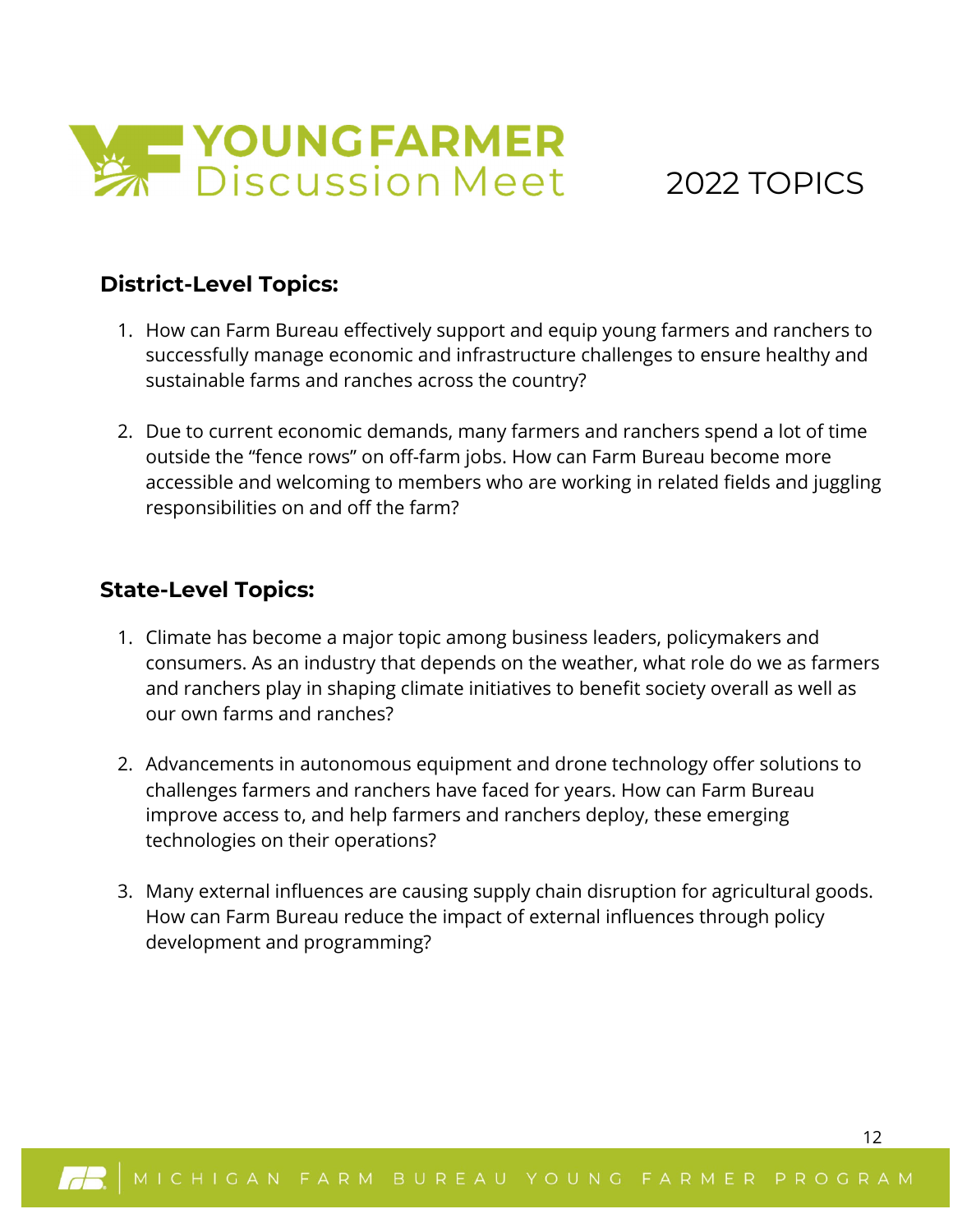# YOUNG FARMER Discussion Meet

## 2022 TOPICS

### District-Level Topics:

1. How can Farm Bureau effectively support and equip young farmers and ranchers to successfully manage economic and infrastructure challenges to ensure healthy and sustainable farms and ranches across the country?

2. Due to current economic demands, many farmers and ranchers spend a lot of time outside the "fence rows" on off-farm jobs. How can Farm Bureau become more accessible and welcoming to members who are working in related fields and juggling responsibilities on and off the farm?

### State-Level Topics:

1. Climate has become a major topic among business leaders, policymakers and consumers. As an industry that depends on the weather, what role do we as farmers and ranchers play in shaping climate initiatives to benefit society overall as well as our own farms and ranches?

2. Advancements in autonomous equipment and drone technology offer solutions to challenges farmers and ranchers have faced for years. How can Farm Bureau improve access to, and help farmers and ranchers deploy, these emerging technologies on their operations?

3. Many external influences are causing supply chain disruption for agricultural goods. How can Farm Bureau reduce the impact of external influences through policy development and programming?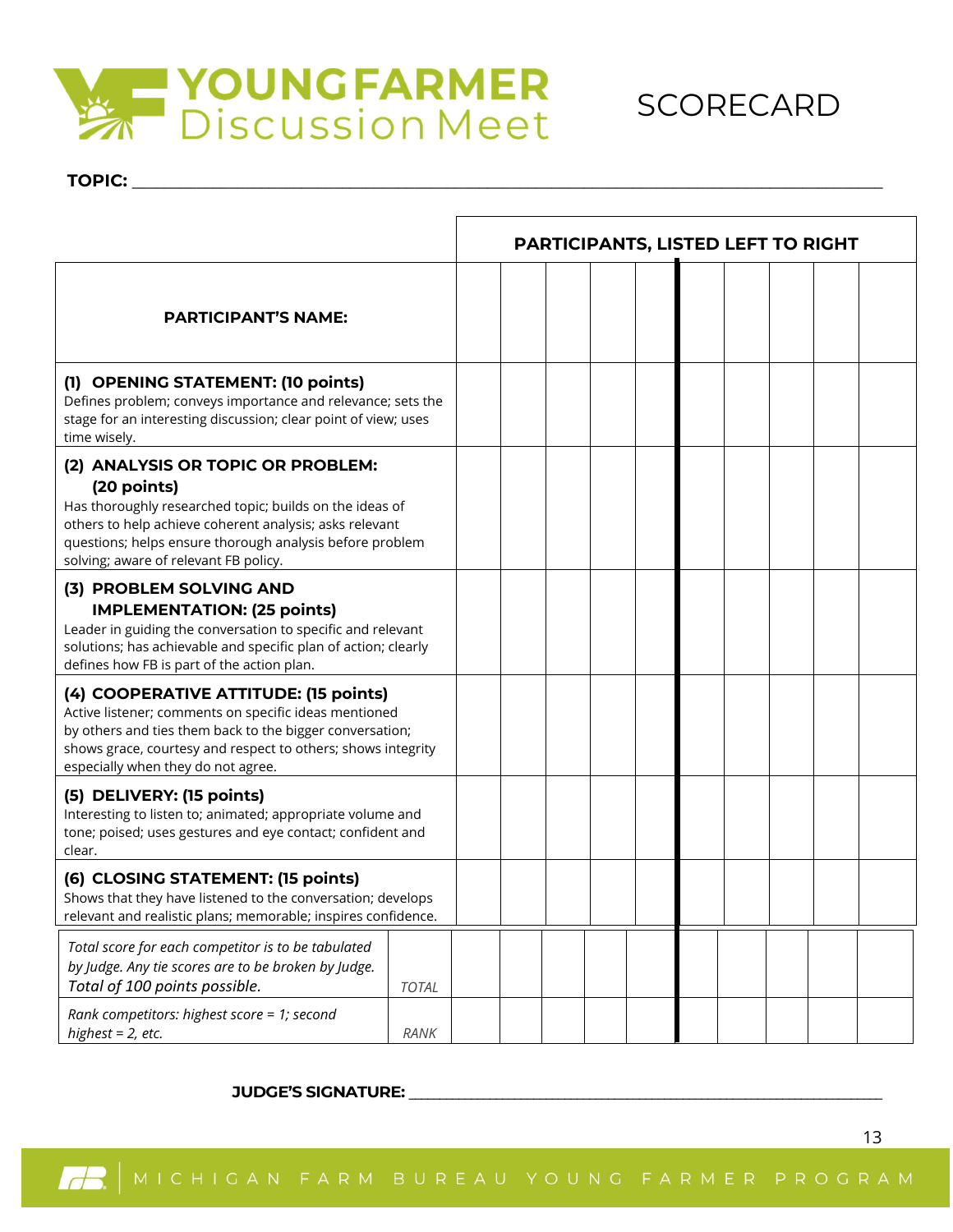# YOUNG FARMER Discussion Meet

# SCORECARD

**TOPIC:** ____________________________________________

| | PARTICIPANTS, LISTED LEFT TO RIGHT | | | | | | | | | |
|---|---|---|---|---|---|---|---|---|---|---|
| **PARTICIPANT'S NAME:** | | | | | | | | | | |
| **(1) OPENING STATEMENT: (10 points)** Defines problem; conveys importance and relevance; sets the stage for an interesting discussion; clear point of view; uses time wisely. | | | | | | | | | | |
| **(2) ANALYSIS OR TOPIC OR PROBLEM: (20 points)** Has thoroughly researched topic; builds on the ideas of others to help achieve coherent analysis; asks relevant questions; helps ensure thorough analysis before problem solving; aware of relevant FB policy. | | | | | | | | | | |
| **(3) PROBLEM SOLVING AND IMPLEMENTATION: (25 points)** Leader in guiding the conversation to specific and relevant solutions; has achievable and specific plan of action; clearly defines how FB is part of the action plan. | | | | | | | | | | |
| **(4) COOPERATIVE ATTITUDE: (15 points)** Active listener; comments on specific ideas mentioned by others and ties them back to the bigger conversation; shows grace, courtesy and respect to others; shows integrity especially when they do not agree. | | | | | | | | | | |
| **(5) DELIVERY: (15 points)** Interesting to listen to; animated; appropriate volume and tone; poised; uses gestures and eye contact; confident and clear. | | | | | | | | | | |
| **(6) CLOSING STATEMENT: (15 points)** Shows that they have listened to the conversation; develops relevant and realistic plans; memorable; inspires confidence. | | | | | | | | | | |
| *Total score for each competitor is to be tabulated by Judge. Any tie scores are to be broken by Judge. Total of 100 points possible.* — *TOTAL* | | | | | | | | | | |
| *Rank competitors: highest score = 1; second highest = 2, etc.* — *RANK* | | | | | | | | | | |

**JUDGE'S SIGNATURE:** ____________________________________________

MICHIGAN FARM BUREAU YOUNG FARMER PROGRAM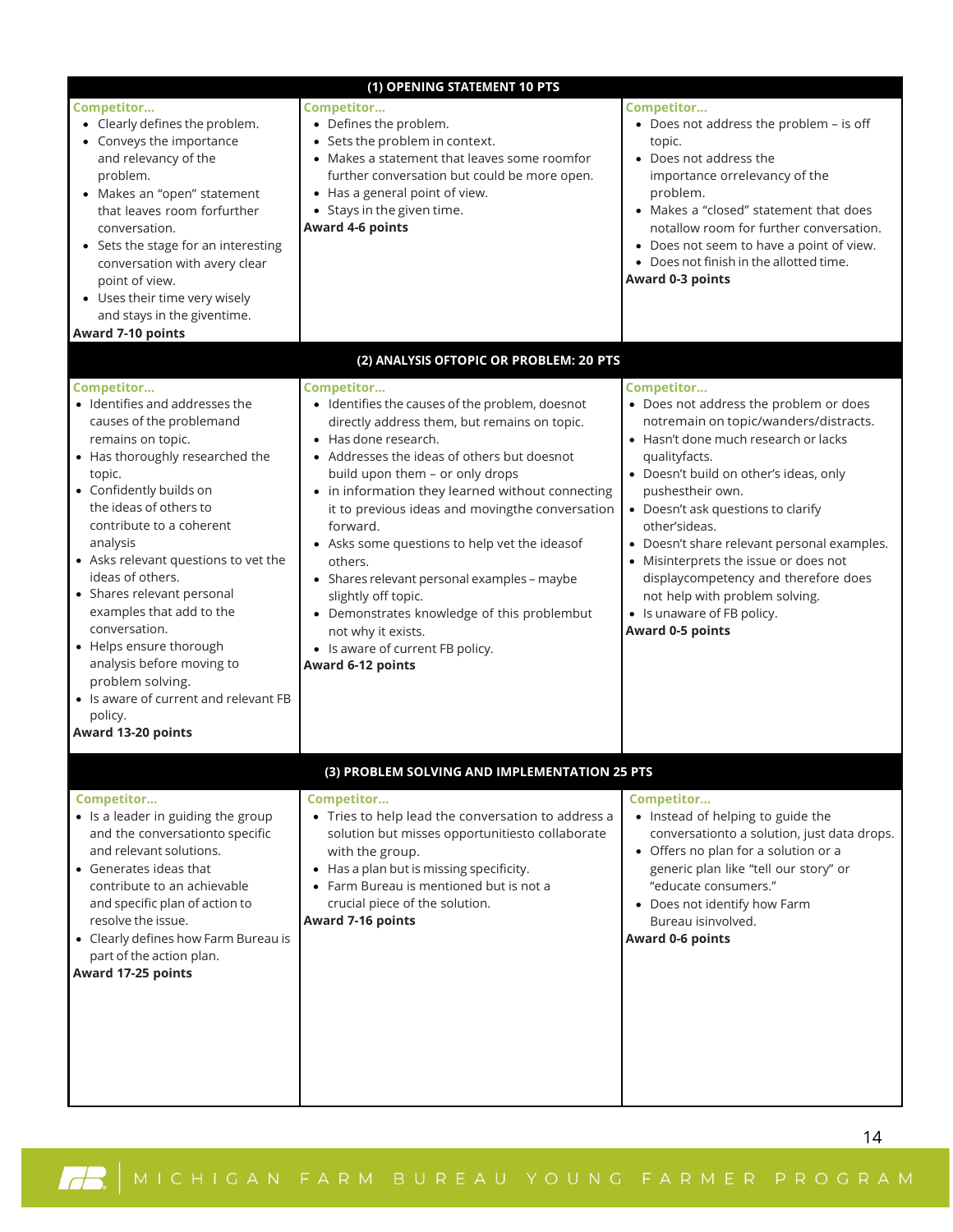| (1) OPENING STATEMENT 10 PTS | | |
|---|---|---|
| **Competitor...**<br>• Clearly defines the problem.<br>• Conveys the importance and relevancy of the problem.<br>• Makes an "open" statement that leaves room forfurther conversation.<br>• Sets the stage for an interesting conversation with avery clear point of view.<br>• Uses their time very wisely and stays in the giventime.<br>**Award 7-10 points** | **Competitor...**<br>• Defines the problem.<br>• Sets the problem in context.<br>• Makes a statement that leaves some roomfor further conversation but could be more open.<br>• Has a general point of view.<br>• Stays in the given time.<br>**Award 4-6 points** | **Competitor...**<br>• Does not address the problem – is off topic.<br>• Does not address the importance orrelevancy of the problem.<br>• Makes a "closed" statement that does notallow room for further conversation.<br>• Does not seem to have a point of view.<br>• Does not finish in the allotted time.<br>**Award 0-3 points** |

| (2) ANALYSIS OFTOPIC OR PROBLEM: 20 PTS | | |
|---|---|---|
| **Competitor...**<br>• Identifies and addresses the causes of the problemand remains on topic.<br>• Has thoroughly researched the topic.<br>• Confidently builds on the ideas of others to contribute to a coherent analysis<br>• Asks relevant questions to vet the ideas of others.<br>• Shares relevant personal examples that add to the conversation.<br>• Helps ensure thorough analysis before moving to problem solving.<br>• Is aware of current and relevant FB policy.<br>**Award 13-20 points** | **Competitor...**<br>• Identifies the causes of the problem, doesnot directly address them, but remains on topic.<br>• Has done research.<br>• Addresses the ideas of others but doesnot build upon them – or only drops<br>• in information they learned without connecting it to previous ideas and movingthe conversation forward.<br>• Asks some questions to help vet the ideasof others.<br>• Shares relevant personal examples – maybe slightly off topic.<br>• Demonstrates knowledge of this problembut not why it exists.<br>• Is aware of current FB policy.<br>**Award 6-12 points** | **Competitor...**<br>• Does not address the problem or does notremain on topic/wanders/distracts.<br>• Hasn't done much research or lacks qualityfacts.<br>• Doesn't build on other's ideas, only pushestheir own.<br>• Doesn't ask questions to clarify other'sideas.<br>• Doesn't share relevant personal examples.<br>• Misinterprets the issue or does not displaycompetency and therefore does not help with problem solving.<br>• Is unaware of FB policy.<br>**Award 0-5 points** |

| (3) PROBLEM SOLVING AND IMPLEMENTATION 25 PTS | | |
|---|---|---|
| **Competitor...**<br>• Is a leader in guiding the group and the conversationto specific and relevant solutions.<br>• Generates ideas that contribute to an achievable and specific plan of action to resolve the issue.<br>• Clearly defines how Farm Bureau is part of the action plan.<br>**Award 17-25 points** | **Competitor...**<br>• Tries to help lead the conversation to address a solution but misses opportunitiesto collaborate with the group.<br>• Has a plan but is missing specificity.<br>• Farm Bureau is mentioned but is not a crucial piece of the solution.<br>**Award 7-16 points** | **Competitor...**<br>• Instead of helping to guide the conversationto a solution, just data drops.<br>• Offers no plan for a solution or a generic plan like "tell our story" or "educate consumers."<br>• Does not identify how Farm Bureau isinvolved.<br>**Award 0-6 points** |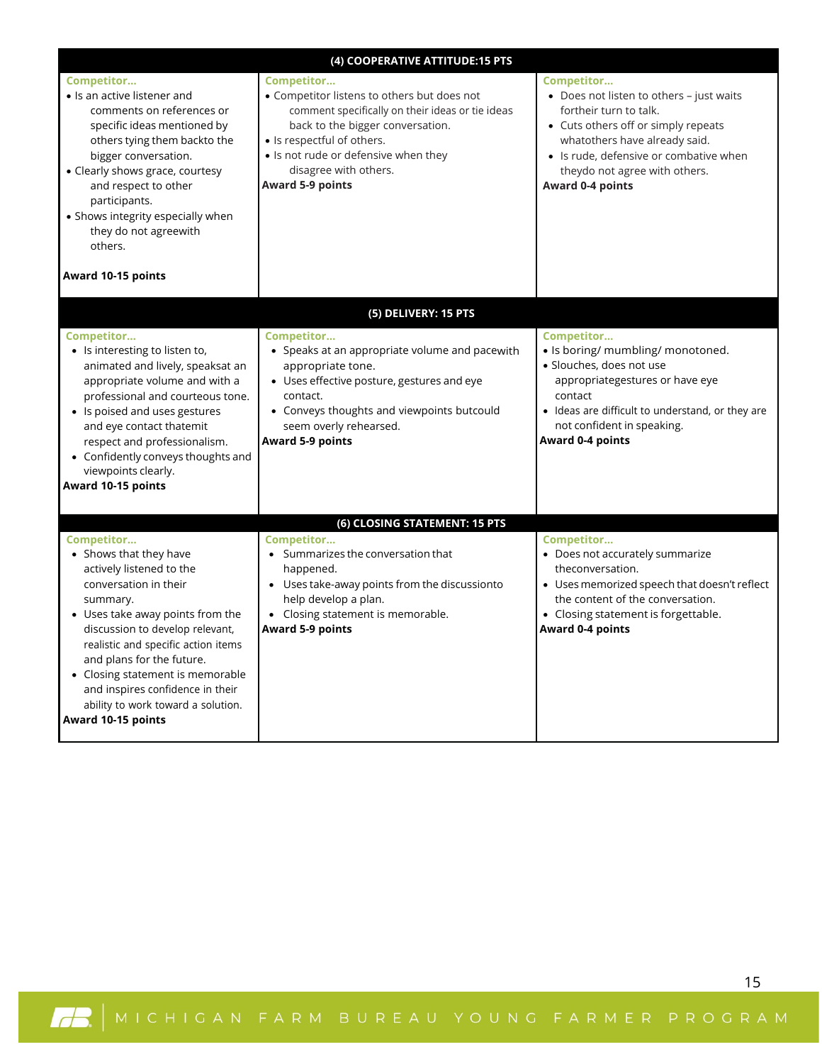| (4) COOPERATIVE ATTITUDE:15 PTS | | |
|---|---|---|
| **Competitor...**<br>• Is an active listener and comments on references or specific ideas mentioned by others tying them backto the bigger conversation.<br>• Clearly shows grace, courtesy and respect to other participants.<br>• Shows integrity especially when they do not agreewith others.<br><br>**Award 10-15 points** | **Competitor...**<br>• Competitor listens to others but does not comment specifically on their ideas or tie ideas back to the bigger conversation.<br>• Is respectful of others.<br>• Is not rude or defensive when they disagree with others.<br>**Award 5-9 points** | **Competitor...**<br>• Does not listen to others – just waits fortheir turn to talk.<br>• Cuts others off or simply repeats whatothers have already said.<br>• Is rude, defensive or combative when theydo not agree with others.<br>**Award 0-4 points** |
| **(5) DELIVERY: 15 PTS** | | |
| **Competitor...**<br>• Is interesting to listen to, animated and lively, speaksat an appropriate volume and with a professional and courteous tone.<br>• Is poised and uses gestures and eye contact thatemit respect and professionalism.<br>• Confidently conveys thoughts and viewpoints clearly.<br>**Award 10-15 points** | **Competitor...**<br>• Speaks at an appropriate volume and pacewith appropriate tone.<br>• Uses effective posture, gestures and eye contact.<br>• Conveys thoughts and viewpoints butcould seem overly rehearsed.<br>**Award 5-9 points** | **Competitor...**<br>• Is boring/ mumbling/ monotoned.<br>• Slouches, does not use appropriategestures or have eye contact<br>• Ideas are difficult to understand, or they are not confident in speaking.<br>**Award 0-4 points** |
| **(6) CLOSING STATEMENT: 15 PTS** | | |
| **Competitor...**<br>• Shows that they have actively listened to the conversation in their summary.<br>• Uses take away points from the discussion to develop relevant, realistic and specific action items and plans for the future.<br>• Closing statement is memorable and inspires confidence in their ability to work toward a solution.<br>**Award 10-15 points** | **Competitor...**<br>• Summarizes the conversation that happened.<br>• Uses take-away points from the discussionto help develop a plan.<br>• Closing statement is memorable.<br>**Award 5-9 points** | **Competitor...**<br>• Does not accurately summarize theconversation.<br>• Uses memorized speech that doesn't reflect the content of the conversation.<br>• Closing statement is forgettable.<br>**Award 0-4 points** |